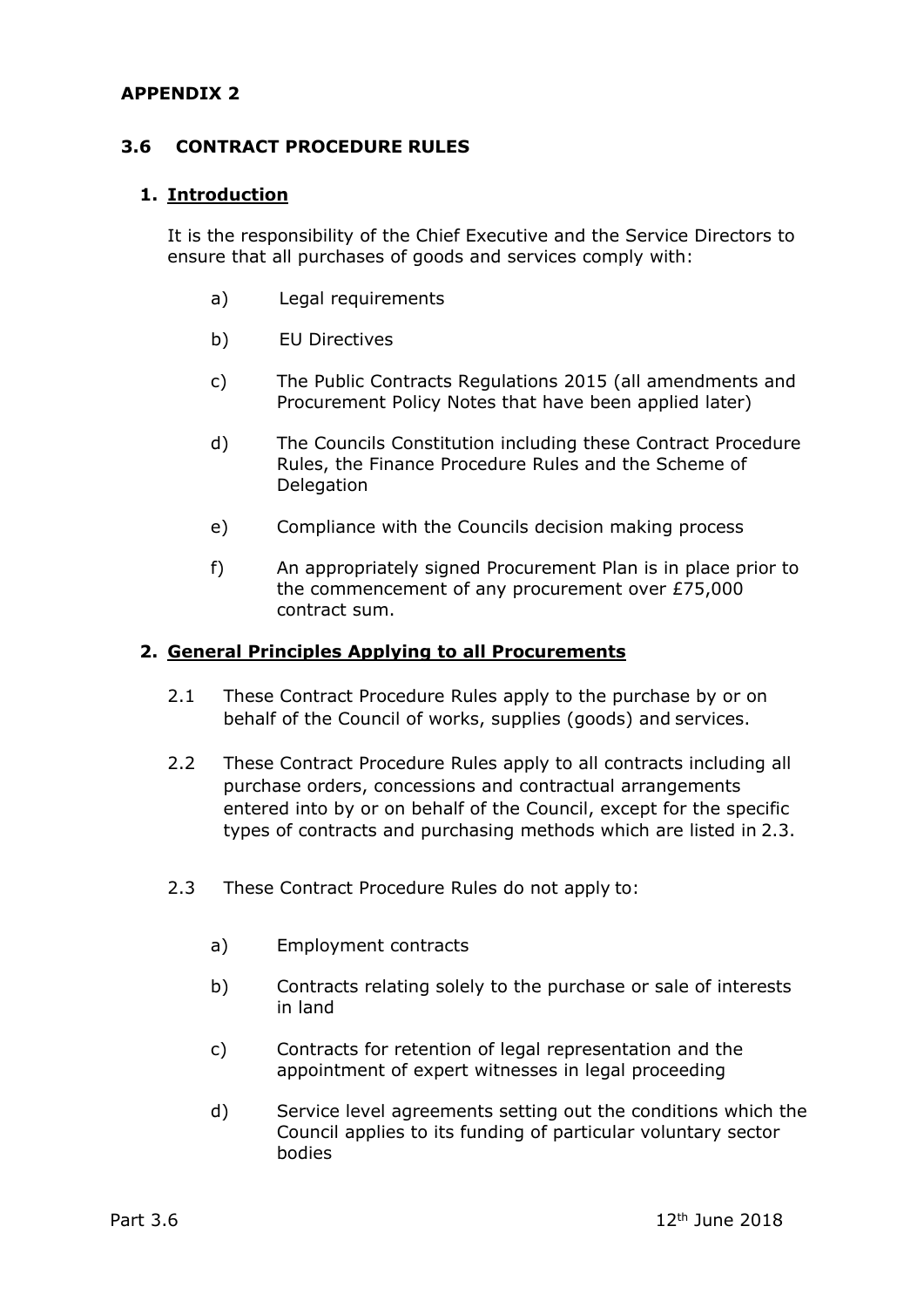**APPENDIX 2**

## 3.6 CONTRACT PROCEDURE RULES

### 1. Introduction

It is the responsibility of the Chief Executive and the Service Directors to ensure that all purchases of goods and services comply with:

a) Legal requirements

b) EU Directives

c) The Public Contracts Regulations 2015 (all amendments and Procurement Policy Notes that have been applied later)

d) The Councils Constitution including these Contract Procedure Rules, the Finance Procedure Rules and the Scheme of Delegation

e) Compliance with the Councils decision making process

f) An appropriately signed Procurement Plan is in place prior to the commencement of any procurement over £75,000 contract sum.

### 2. General Principles Applying to all Procurements

2.1 These Contract Procedure Rules apply to the purchase by or on behalf of the Council of works, supplies (goods) and services.

2.2 These Contract Procedure Rules apply to all contracts including all purchase orders, concessions and contractual arrangements entered into by or on behalf of the Council, except for the specific types of contracts and purchasing methods which are listed in 2.3.

2.3 These Contract Procedure Rules do not apply to:

a) Employment contracts

b) Contracts relating solely to the purchase or sale of interests in land

c) Contracts for retention of legal representation and the appointment of expert witnesses in legal proceeding

d) Service level agreements setting out the conditions which the Council applies to its funding of particular voluntary sector bodies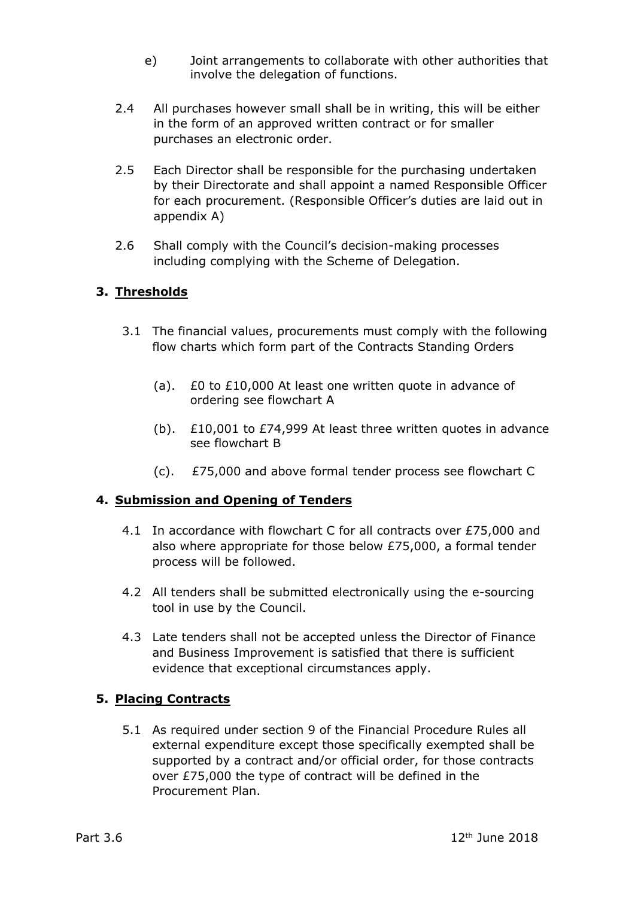e) Joint arrangements to collaborate with other authorities that involve the delegation of functions.

2.4 All purchases however small shall be in writing, this will be either in the form of an approved written contract or for smaller purchases an electronic order.

2.5 Each Director shall be responsible for the purchasing undertaken by their Directorate and shall appoint a named Responsible Officer for each procurement. (Responsible Officer's duties are laid out in appendix A)

2.6 Shall comply with the Council's decision-making processes including complying with the Scheme of Delegation.

## 3. Thresholds

3.1 The financial values, procurements must comply with the following flow charts which form part of the Contracts Standing Orders

(a). £0 to £10,000 At least one written quote in advance of ordering see flowchart A

(b). £10,001 to £74,999 At least three written quotes in advance see flowchart B

(c). £75,000 and above formal tender process see flowchart C

## 4. Submission and Opening of Tenders

4.1 In accordance with flowchart C for all contracts over £75,000 and also where appropriate for those below £75,000, a formal tender process will be followed.

4.2 All tenders shall be submitted electronically using the e-sourcing tool in use by the Council.

4.3 Late tenders shall not be accepted unless the Director of Finance and Business Improvement is satisfied that there is sufficient evidence that exceptional circumstances apply.

## 5. Placing Contracts

5.1 As required under section 9 of the Financial Procedure Rules all external expenditure except those specifically exempted shall be supported by a contract and/or official order, for those contracts over £75,000 the type of contract will be defined in the Procurement Plan.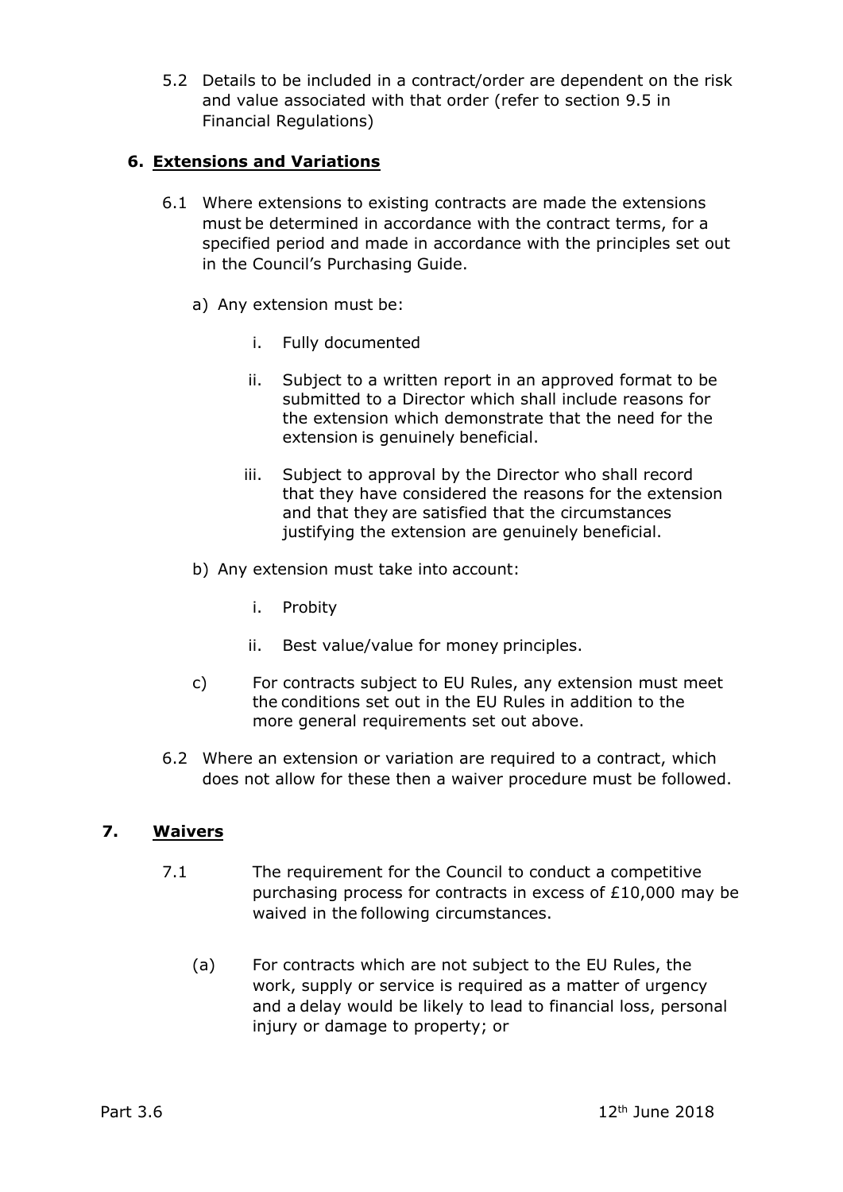5.2 Details to be included in a contract/order are dependent on the risk and value associated with that order (refer to section 9.5 in Financial Regulations)

## 6. Extensions and Variations

6.1 Where extensions to existing contracts are made the extensions must be determined in accordance with the contract terms, for a specified period and made in accordance with the principles set out in the Council's Purchasing Guide.

a) Any extension must be:

   i. Fully documented

   ii. Subject to a written report in an approved format to be submitted to a Director which shall include reasons for the extension which demonstrate that the need for the extension is genuinely beneficial.

   iii. Subject to approval by the Director who shall record that they have considered the reasons for the extension and that they are satisfied that the circumstances justifying the extension are genuinely beneficial.

b) Any extension must take into account:

   i. Probity

   ii. Best value/value for money principles.

c) For contracts subject to EU Rules, any extension must meet the conditions set out in the EU Rules in addition to the more general requirements set out above.

6.2 Where an extension or variation are required to a contract, which does not allow for these then a waiver procedure must be followed.

## 7. Waivers

7.1 The requirement for the Council to conduct a competitive purchasing process for contracts in excess of £10,000 may be waived in the following circumstances.

(a) For contracts which are not subject to the EU Rules, the work, supply or service is required as a matter of urgency and a delay would be likely to lead to financial loss, personal injury or damage to property; or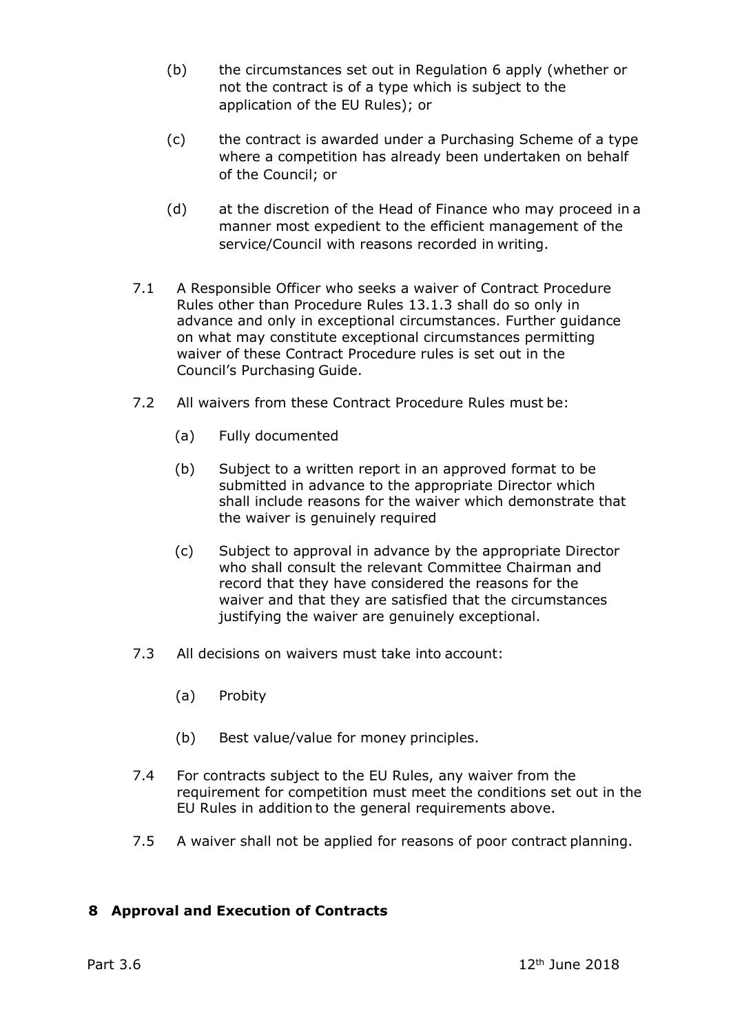(b) the circumstances set out in Regulation 6 apply (whether or not the contract is of a type which is subject to the application of the EU Rules); or

(c) the contract is awarded under a Purchasing Scheme of a type where a competition has already been undertaken on behalf of the Council; or

(d) at the discretion of the Head of Finance who may proceed in a manner most expedient to the efficient management of the service/Council with reasons recorded in writing.

7.1 A Responsible Officer who seeks a waiver of Contract Procedure Rules other than Procedure Rules 13.1.3 shall do so only in advance and only in exceptional circumstances. Further guidance on what may constitute exceptional circumstances permitting waiver of these Contract Procedure rules is set out in the Council's Purchasing Guide.

7.2 All waivers from these Contract Procedure Rules must be:

(a) Fully documented

(b) Subject to a written report in an approved format to be submitted in advance to the appropriate Director which shall include reasons for the waiver which demonstrate that the waiver is genuinely required

(c) Subject to approval in advance by the appropriate Director who shall consult the relevant Committee Chairman and record that they have considered the reasons for the waiver and that they are satisfied that the circumstances justifying the waiver are genuinely exceptional.

7.3 All decisions on waivers must take into account:

(a) Probity

(b) Best value/value for money principles.

7.4 For contracts subject to the EU Rules, any waiver from the requirement for competition must meet the conditions set out in the EU Rules in addition to the general requirements above.

7.5 A waiver shall not be applied for reasons of poor contract planning.

## 8 Approval and Execution of Contracts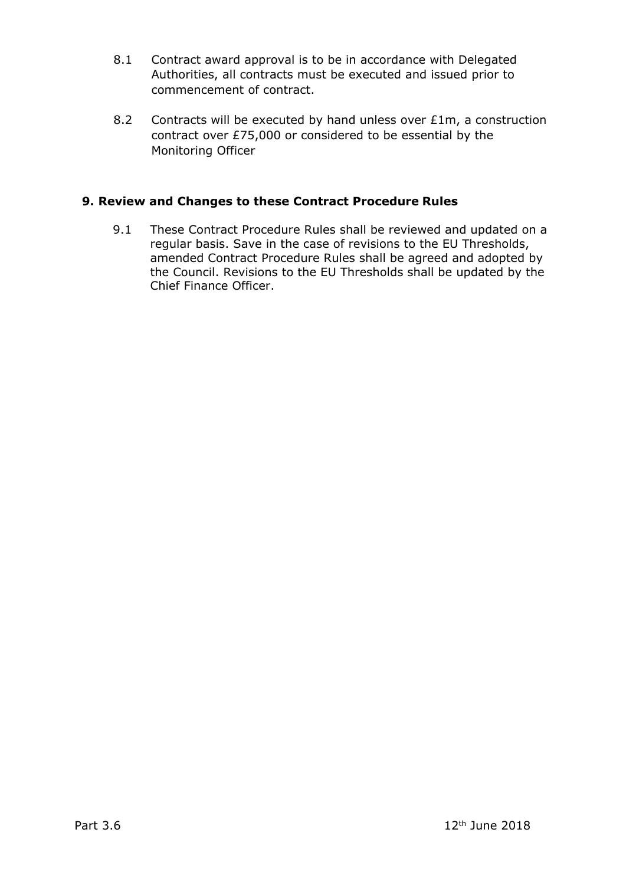8.1 Contract award approval is to be in accordance with Delegated Authorities, all contracts must be executed and issued prior to commencement of contract.

8.2 Contracts will be executed by hand unless over £1m, a construction contract over £75,000 or considered to be essential by the Monitoring Officer

## 9. Review and Changes to these Contract Procedure Rules

9.1 These Contract Procedure Rules shall be reviewed and updated on a regular basis. Save in the case of revisions to the EU Thresholds, amended Contract Procedure Rules shall be agreed and adopted by the Council. Revisions to the EU Thresholds shall be updated by the Chief Finance Officer.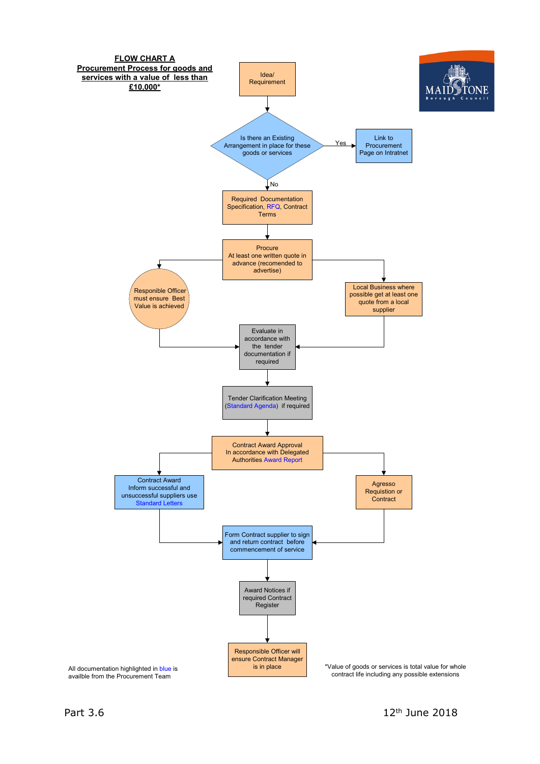**FLOW CHART A**

**Procurement Process for goods and services with a value of less than £10,000***

Idea/ Requirement

Is there an Existing Arrangement in place for these goods or services

Yes → Link to Procurement Page on Intratnet

No ↓

Required Documentation Specification, RFQ, Contract Terms

Procure At least one written quote in advance (recomended to advertise)

Responible Officer must ensure Best Value is achieved

Local Business where possible get at least one quote from a local supplier

Evaluate in accordance with the tender documentation if required

Tender Clarification Meeting (Standard Agenda) if required

Contract Award Approval In accordance with Delegated Authorities Award Report

Contract Award Inform successful and unsuccessful suppliers use Standard Letters

Agresso Requistion or Contract

Form Contract supplier to sign and return contract before commencement of service

Award Notices if required Contract Register

Responsible Officer will ensure Contract Manager is in place

All documentation highlighted in blue is availble from the Procurement Team

*Value of goods or services is total value for whole contract life including any possible extensions

Part 3.6

12th June 2018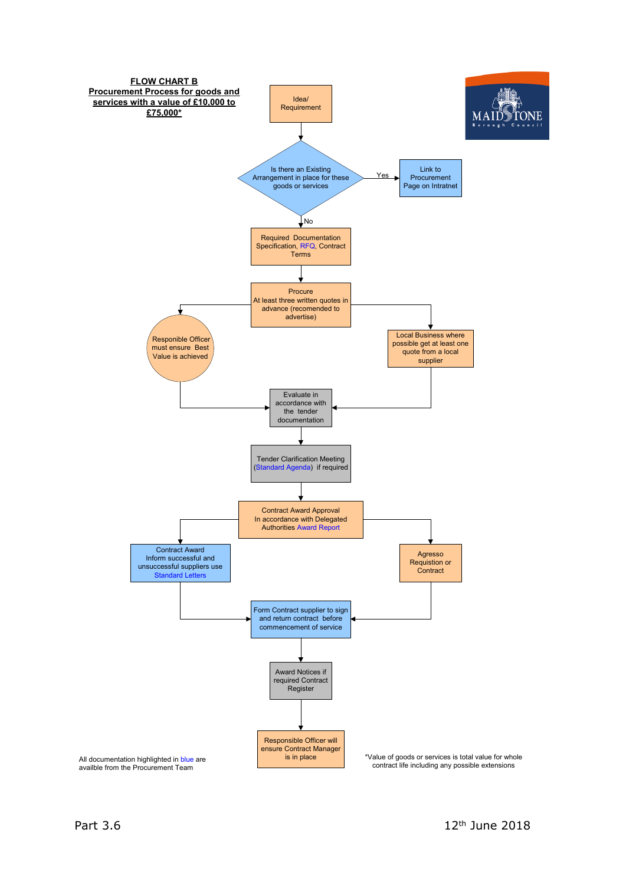**FLOW CHART B**
**Procurement Process for goods and services with a value of £10,000 to £75,000***

Idea/ Requirement

Is there an Existing Arrangement in place for these goods or services

Yes → Link to Procurement Page on Intratnet

No

Required Documentation Specification, RFQ, Contract Terms

Procure At least three written quotes in advance (recomended to advertise)

Responible Officer must ensure Best Value is achieved

Local Business where possible get at least one quote from a local supplier

Evaluate in accordance with the tender documentation

Tender Clarification Meeting (Standard Agenda) if required

Contract Award Approval In accordance with Delegated Authorities Award Report

Contract Award Inform successful and unsuccessful suppliers use Standard Letters

Agresso Requistion or Contract

Form Contract supplier to sign and return contract before commencement of service

Award Notices if required Contract Register

Responsible Officer will ensure Contract Manager is in place

All documentation highlighted in blue are availble from the Procurement Team

*Value of goods or services is total value for whole contract life including any possible extensions

Part 3.6

12th June 2018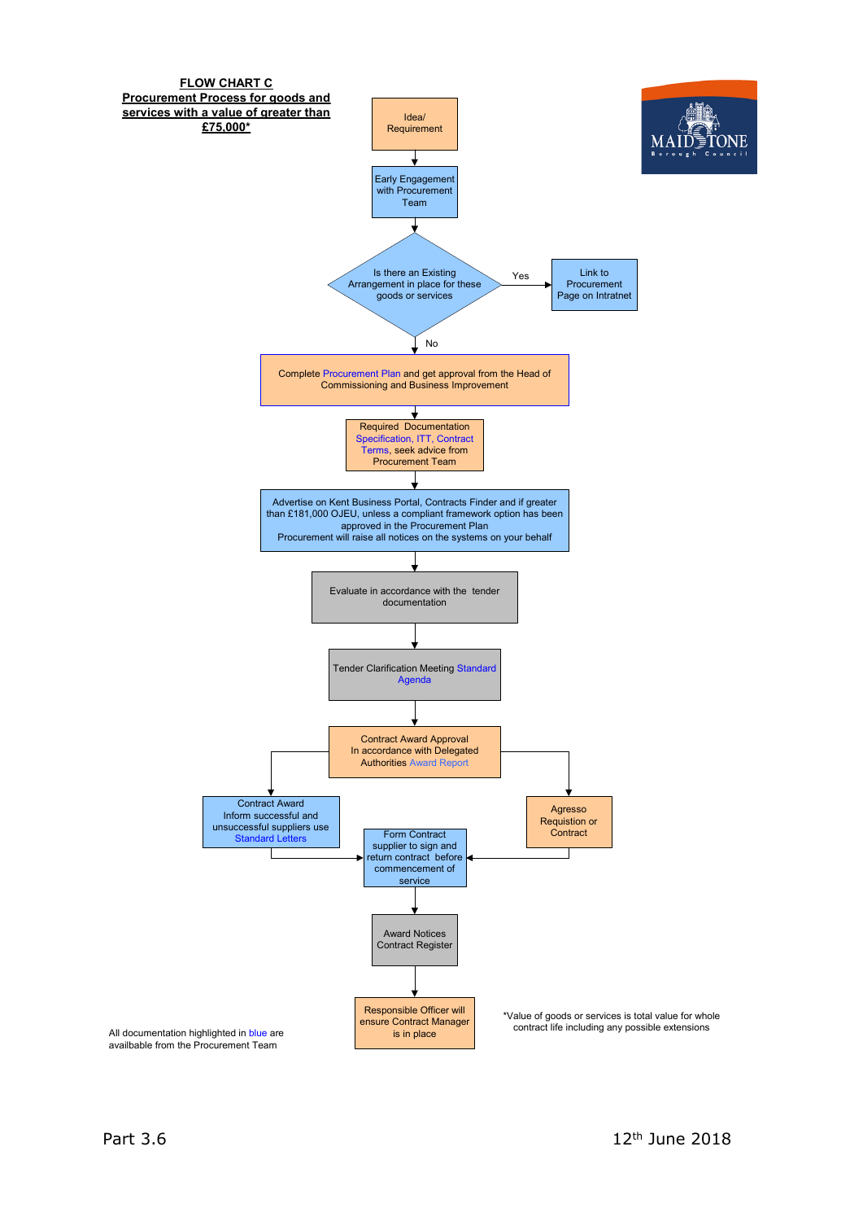**FLOW CHART C**
**Procurement Process for goods and services with a value of greater than £75,000***

Idea/ Requirement

Early Engagement with Procurement Team

Is there an Existing Arrangement in place for these goods or services

Yes → Link to Procurement Page on Intratnet

No

Complete Procurement Plan and get approval from the Head of Commissioning and Business Improvement

Required Documentation Specification, ITT, Contract Terms, seek advice from Procurement Team

Advertise on Kent Business Portal, Contracts Finder and if greater than £181,000 OJEU, unless a compliant framework option has been approved in the Procurement Plan
Procurement will raise all notices on the systems on your behalf

Evaluate in accordance with the tender documentation

Tender Clarification Meeting Standard Agenda

Contract Award Approval In accordance with Delegated Authorities Award Report

Contract Award Inform successful and unsuccessful suppliers use Standard Letters

Agresso Requistion or Contract

Form Contract supplier to sign and return contract before commencement of service

Award Notices Contract Register

Responsible Officer will ensure Contract Manager is in place

All documentation highlighted in blue are availbable from the Procurement Team

*Value of goods or services is total value for whole contract life including any possible extensions

Part 3.6

12th June 2018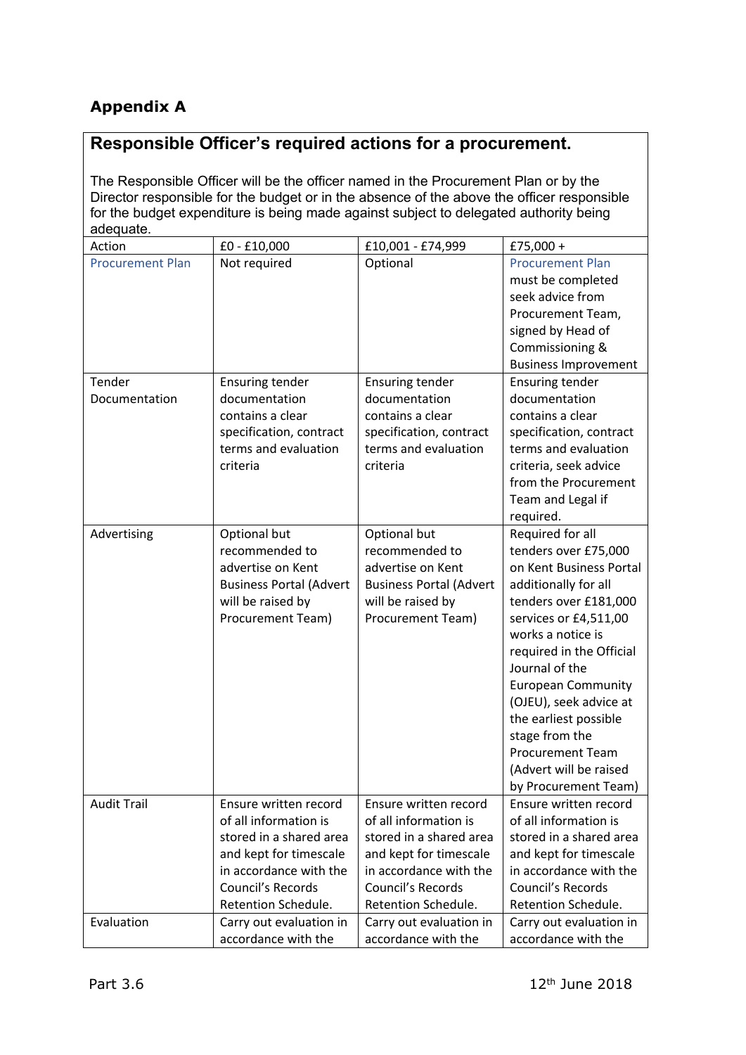## Appendix A

### Responsible Officer's required actions for a procurement.

The Responsible Officer will be the officer named in the Procurement Plan or by the Director responsible for the budget or in the absence of the above the officer responsible for the budget expenditure is being made against subject to delegated authority being adequate.

| Action | £0 - £10,000 | £10,001 - £74,999 | £75,000 + |
|---|---|---|---|
| Procurement Plan | Not required | Optional | Procurement Plan must be completed seek advice from Procurement Team, signed by Head of Commissioning & Business Improvement |
| Tender Documentation | Ensuring tender documentation contains a clear specification, contract terms and evaluation criteria | Ensuring tender documentation contains a clear specification, contract terms and evaluation criteria | Ensuring tender documentation contains a clear specification, contract terms and evaluation criteria, seek advice from the Procurement Team and Legal if required. |
| Advertising | Optional but recommended to advertise on Kent Business Portal (Advert will be raised by Procurement Team) | Optional but recommended to advertise on Kent Business Portal (Advert will be raised by Procurement Team) | Required for all tenders over £75,000 on Kent Business Portal additionally for all tenders over £181,000 services or £4,511,00 works a notice is required in the Official Journal of the European Community (OJEU), seek advice at the earliest possible stage from the Procurement Team (Advert will be raised by Procurement Team) |
| Audit Trail | Ensure written record of all information is stored in a shared area and kept for timescale in accordance with the Council's Records Retention Schedule. | Ensure written record of all information is stored in a shared area and kept for timescale in accordance with the Council's Records Retention Schedule. | Ensure written record of all information is stored in a shared area and kept for timescale in accordance with the Council's Records Retention Schedule. |
| Evaluation | Carry out evaluation in accordance with the | Carry out evaluation in accordance with the | Carry out evaluation in accordance with the |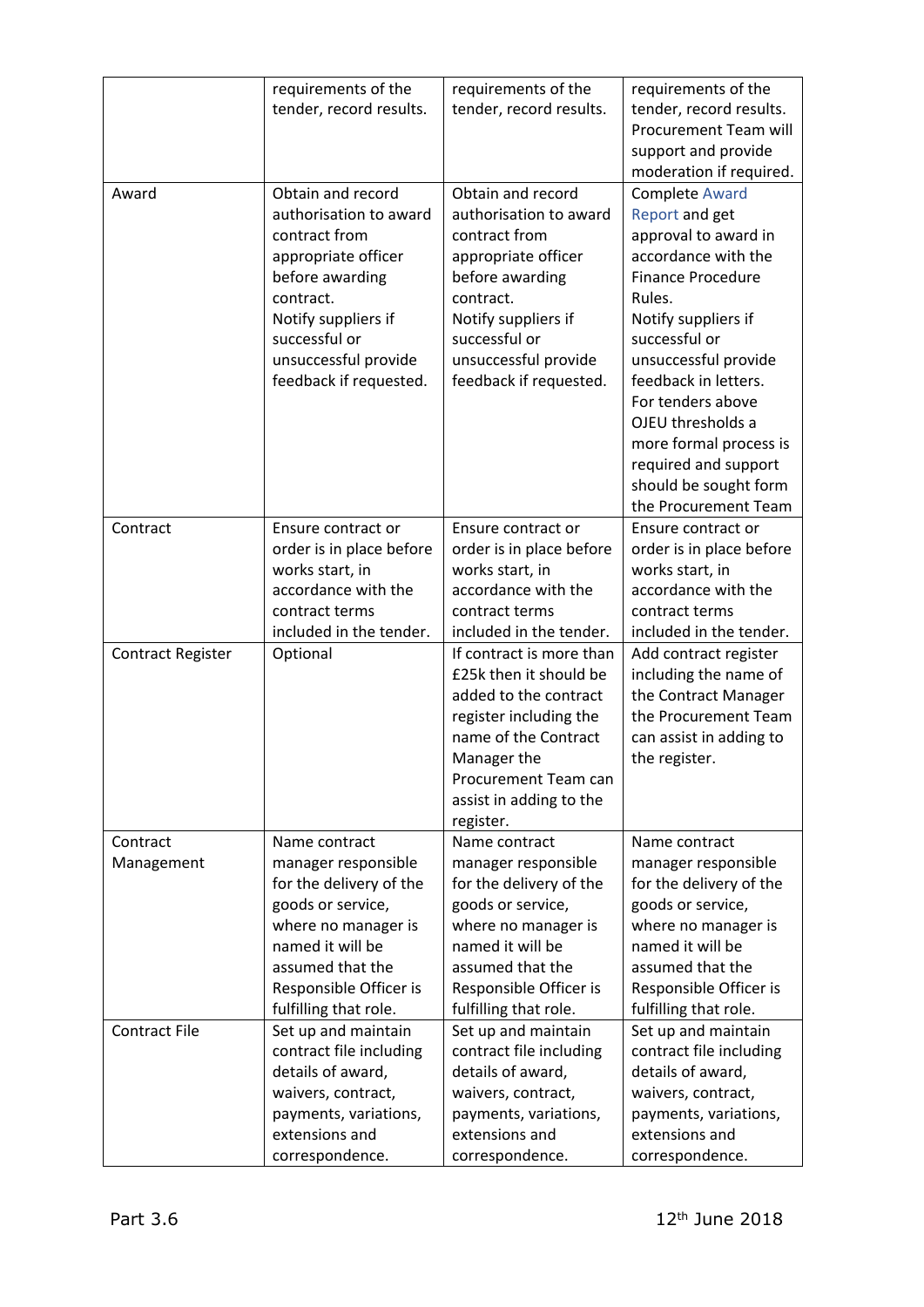| | | | |
|---|---|---|---|
| | requirements of the tender, record results. | requirements of the tender, record results. | requirements of the tender, record results. Procurement Team will support and provide moderation if required. |
| Award | Obtain and record authorisation to award contract from appropriate officer before awarding contract. Notify suppliers if successful or unsuccessful provide feedback if requested. | Obtain and record authorisation to award contract from appropriate officer before awarding contract. Notify suppliers if successful or unsuccessful provide feedback if requested. | Complete Award Report and get approval to award in accordance with the Finance Procedure Rules. Notify suppliers if successful or unsuccessful provide feedback in letters. For tenders above OJEU thresholds a more formal process is required and support should be sought form the Procurement Team |
| Contract | Ensure contract or order is in place before works start, in accordance with the contract terms included in the tender. | Ensure contract or order is in place before works start, in accordance with the contract terms included in the tender. | Ensure contract or order is in place before works start, in accordance with the contract terms included in the tender. |
| Contract Register | Optional | If contract is more than £25k then it should be added to the contract register including the name of the Contract Manager the Procurement Team can assist in adding to the register. | Add contract register including the name of the Contract Manager the Procurement Team can assist in adding to the register. |
| Contract Management | Name contract manager responsible for the delivery of the goods or service, where no manager is named it will be assumed that the Responsible Officer is fulfilling that role. | Name contract manager responsible for the delivery of the goods or service, where no manager is named it will be assumed that the Responsible Officer is fulfilling that role. | Name contract manager responsible for the delivery of the goods or service, where no manager is named it will be assumed that the Responsible Officer is fulfilling that role. |
| Contract File | Set up and maintain contract file including details of award, waivers, contract, payments, variations, extensions and correspondence. | Set up and maintain contract file including details of award, waivers, contract, payments, variations, extensions and correspondence. | Set up and maintain contract file including details of award, waivers, contract, payments, variations, extensions and correspondence. |